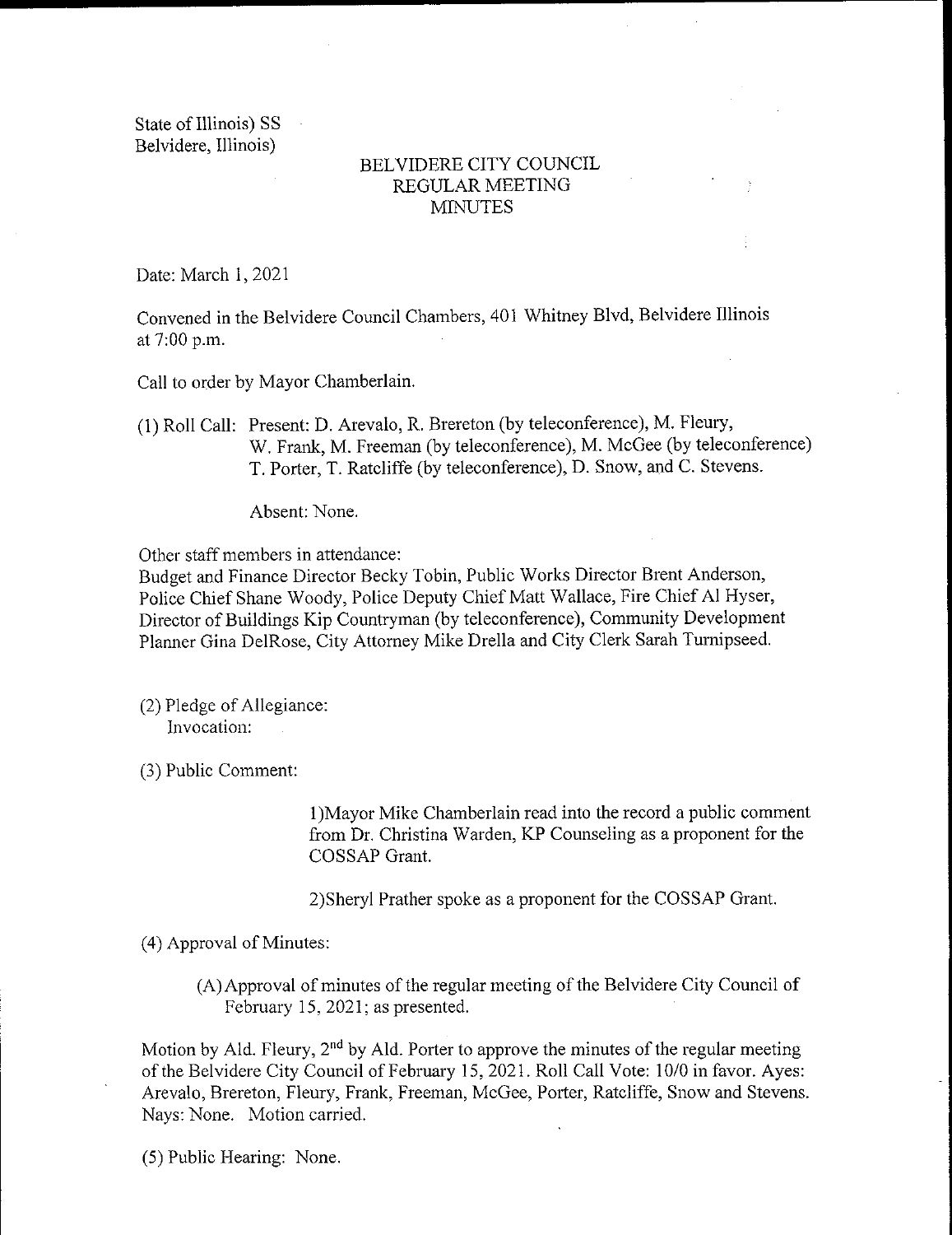State of Illinois) SS
Belvidere, Illinois)

# BELVIDERE CITY COUNCIL
## REGULAR MEETING
## MINUTES

Date: March 1, 2021

Convened in the Belvidere Council Chambers, 401 Whitney Blvd, Belvidere Illinois at 7:00 p.m.

Call to order by Mayor Chamberlain.

(1) Roll Call: Present: D. Arevalo, R. Brereton (by teleconference), M. Fleury, W. Frank, M. Freeman (by teleconference), M. McGee (by teleconference) T. Porter, T. Ratcliffe (by teleconference), D. Snow, and C. Stevens.

Absent: None.

Other staff members in attendance:
Budget and Finance Director Becky Tobin, Public Works Director Brent Anderson, Police Chief Shane Woody, Police Deputy Chief Matt Wallace, Fire Chief Al Hyser, Director of Buildings Kip Countryman (by teleconference), Community Development Planner Gina DelRose, City Attorney Mike Drella and City Clerk Sarah Turnipseed.

(2) Pledge of Allegiance:
Invocation:

(3) Public Comment:

1)Mayor Mike Chamberlain read into the record a public comment from Dr. Christina Warden, KP Counseling as a proponent for the COSSAP Grant.

2)Sheryl Prather spoke as a proponent for the COSSAP Grant.

(4) Approval of Minutes:

(A) Approval of minutes of the regular meeting of the Belvidere City Council of February 15, 2021; as presented.

Motion by Ald. Fleury, 2nd by Ald. Porter to approve the minutes of the regular meeting of the Belvidere City Council of February 15, 2021. Roll Call Vote: 10/0 in favor. Ayes: Arevalo, Brereton, Fleury, Frank, Freeman, McGee, Porter, Ratcliffe, Snow and Stevens. Nays: None. Motion carried.

(5) Public Hearing: None.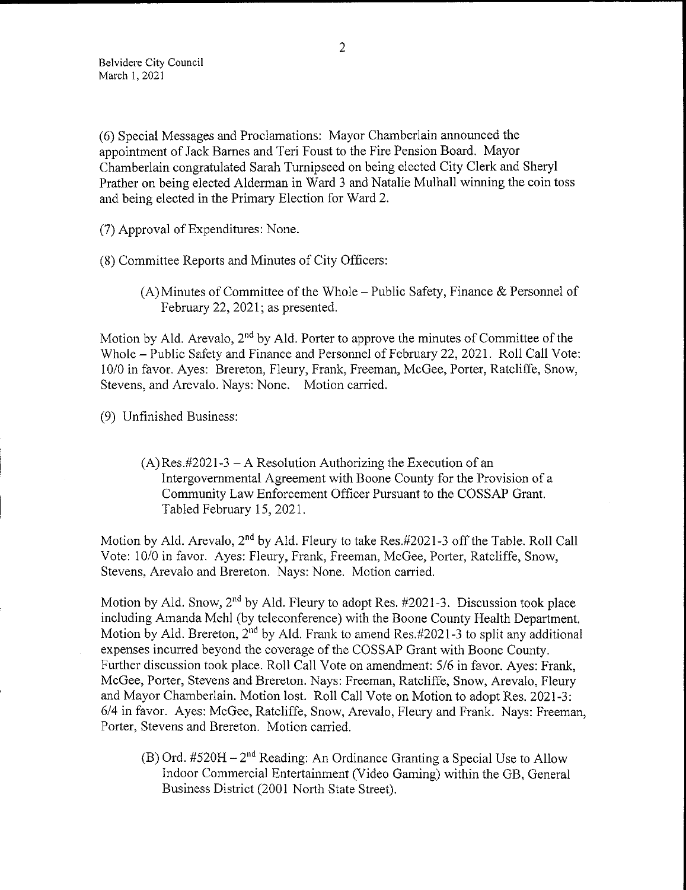(6) Special Messages and Proclamations: Mayor Chamberlain announced the appointment of Jack Barnes and Teri Foust to the Fire Pension Board. Mayor Chamberlain congratulated Sarah Turnipseed on being elected City Clerk and Sheryl Prather on being elected Alderman in Ward 3 and Natalie Mulhall winning the coin toss and being elected in the Primary Election for Ward 2.

(7) Approval of Expenditures: None.

(8) Committee Reports and Minutes of City Officers:

(A) Minutes of Committee of the Whole – Public Safety, Finance & Personnel of February 22, 2021; as presented.

Motion by Ald. Arevalo, 2nd by Ald. Porter to approve the minutes of Committee of the Whole – Public Safety and Finance and Personnel of February 22, 2021. Roll Call Vote: 10/0 in favor. Ayes: Brereton, Fleury, Frank, Freeman, McGee, Porter, Ratcliffe, Snow, Stevens, and Arevalo. Nays: None. Motion carried.

(9) Unfinished Business:

(A) Res.#2021-3 – A Resolution Authorizing the Execution of an Intergovernmental Agreement with Boone County for the Provision of a Community Law Enforcement Officer Pursuant to the COSSAP Grant. Tabled February 15, 2021.

Motion by Ald. Arevalo, 2nd by Ald. Fleury to take Res.#2021-3 off the Table. Roll Call Vote: 10/0 in favor. Ayes: Fleury, Frank, Freeman, McGee, Porter, Ratcliffe, Snow, Stevens, Arevalo and Brereton. Nays: None. Motion carried.

Motion by Ald. Snow, 2nd by Ald. Fleury to adopt Res. #2021-3. Discussion took place including Amanda Mehl (by teleconference) with the Boone County Health Department. Motion by Ald. Brereton, 2nd by Ald. Frank to amend Res.#2021-3 to split any additional expenses incurred beyond the coverage of the COSSAP Grant with Boone County. Further discussion took place. Roll Call Vote on amendment: 5/6 in favor. Ayes: Frank, McGee, Porter, Stevens and Brereton. Nays: Freeman, Ratcliffe, Snow, Arevalo, Fleury and Mayor Chamberlain. Motion lost. Roll Call Vote on Motion to adopt Res. 2021-3: 6/4 in favor. Ayes: McGee, Ratcliffe, Snow, Arevalo, Fleury and Frank. Nays: Freeman, Porter, Stevens and Brereton. Motion carried.

(B) Ord. #520H – 2nd Reading: An Ordinance Granting a Special Use to Allow Indoor Commercial Entertainment (Video Gaming) within the GB, General Business District (2001 North State Street).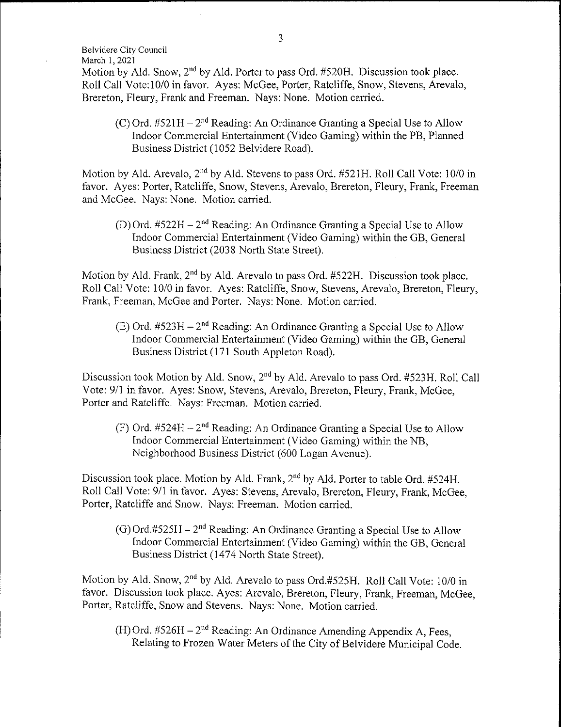Motion by Ald. Snow, 2nd by Ald. Porter to pass Ord. #520H. Discussion took place. Roll Call Vote:10/0 in favor. Ayes: McGee, Porter, Ratcliffe, Snow, Stevens, Arevalo, Brereton, Fleury, Frank and Freeman. Nays: None. Motion carried.

> (C) Ord. #521H – 2nd Reading: An Ordinance Granting a Special Use to Allow Indoor Commercial Entertainment (Video Gaming) within the PB, Planned Business District (1052 Belvidere Road).

Motion by Ald. Arevalo, 2nd by Ald. Stevens to pass Ord. #521H. Roll Call Vote: 10/0 in favor. Ayes: Porter, Ratcliffe, Snow, Stevens, Arevalo, Brereton, Fleury, Frank, Freeman and McGee. Nays: None. Motion carried.

> (D) Ord. #522H – 2nd Reading: An Ordinance Granting a Special Use to Allow Indoor Commercial Entertainment (Video Gaming) within the GB, General Business District (2038 North State Street).

Motion by Ald. Frank, 2nd by Ald. Arevalo to pass Ord. #522H. Discussion took place. Roll Call Vote: 10/0 in favor. Ayes: Ratcliffe, Snow, Stevens, Arevalo, Brereton, Fleury, Frank, Freeman, McGee and Porter. Nays: None. Motion carried.

> (E) Ord. #523H – 2nd Reading: An Ordinance Granting a Special Use to Allow Indoor Commercial Entertainment (Video Gaming) within the GB, General Business District (171 South Appleton Road).

Discussion took Motion by Ald. Snow, 2nd by Ald. Arevalo to pass Ord. #523H. Roll Call Vote: 9/1 in favor. Ayes: Snow, Stevens, Arevalo, Brereton, Fleury, Frank, McGee, Porter and Ratcliffe. Nays: Freeman. Motion carried.

> (F) Ord. #524H – 2nd Reading: An Ordinance Granting a Special Use to Allow Indoor Commercial Entertainment (Video Gaming) within the NB, Neighborhood Business District (600 Logan Avenue).

Discussion took place. Motion by Ald. Frank, 2nd by Ald. Porter to table Ord. #524H. Roll Call Vote: 9/1 in favor. Ayes: Stevens, Arevalo, Brereton, Fleury, Frank, McGee, Porter, Ratcliffe and Snow. Nays: Freeman. Motion carried.

> (G) Ord.#525H – 2nd Reading: An Ordinance Granting a Special Use to Allow Indoor Commercial Entertainment (Video Gaming) within the GB, General Business District (1474 North State Street).

Motion by Ald. Snow, 2nd by Ald. Arevalo to pass Ord.#525H. Roll Call Vote: 10/0 in favor. Discussion took place. Ayes: Arevalo, Brereton, Fleury, Frank, Freeman, McGee, Porter, Ratcliffe, Snow and Stevens. Nays: None. Motion carried.

> (H) Ord. #526H – 2nd Reading: An Ordinance Amending Appendix A, Fees, Relating to Frozen Water Meters of the City of Belvidere Municipal Code.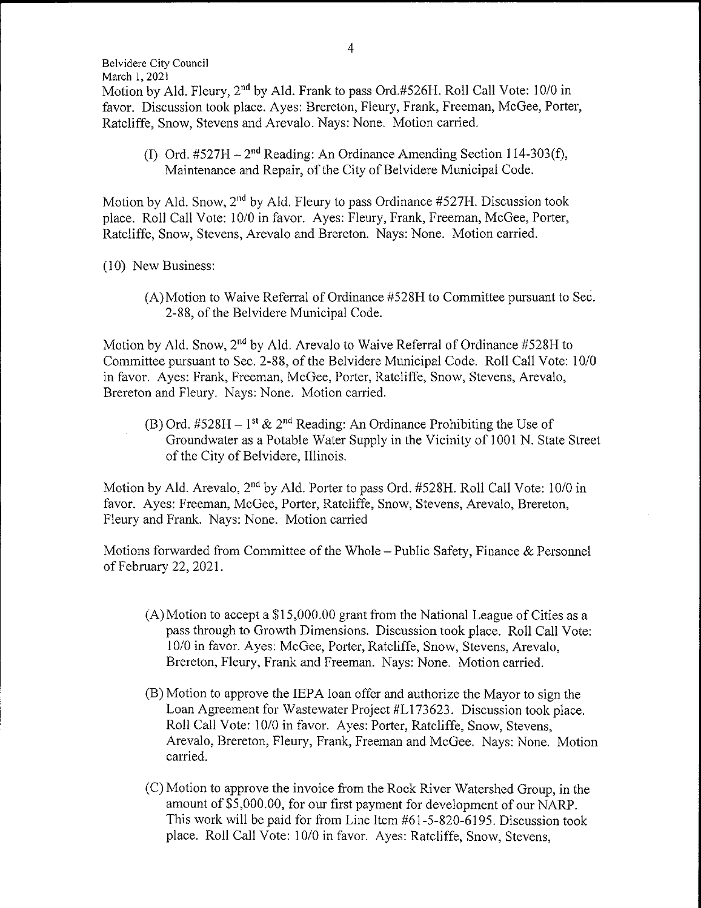Motion by Ald. Fleury, 2nd by Ald. Frank to pass Ord.#526H. Roll Call Vote: 10/0 in favor. Discussion took place. Ayes: Brereton, Fleury, Frank, Freeman, McGee, Porter, Ratcliffe, Snow, Stevens and Arevalo. Nays: None. Motion carried.

(I) Ord. #527H – 2nd Reading: An Ordinance Amending Section 114-303(f), Maintenance and Repair, of the City of Belvidere Municipal Code.

Motion by Ald. Snow, 2nd by Ald. Fleury to pass Ordinance #527H. Discussion took place. Roll Call Vote: 10/0 in favor. Ayes: Fleury, Frank, Freeman, McGee, Porter, Ratcliffe, Snow, Stevens, Arevalo and Brereton. Nays: None. Motion carried.

(10) New Business:

(A) Motion to Waive Referral of Ordinance #528H to Committee pursuant to Sec. 2-88, of the Belvidere Municipal Code.

Motion by Ald. Snow, 2nd by Ald. Arevalo to Waive Referral of Ordinance #528H to Committee pursuant to Sec. 2-88, of the Belvidere Municipal Code. Roll Call Vote: 10/0 in favor. Ayes: Frank, Freeman, McGee, Porter, Ratcliffe, Snow, Stevens, Arevalo, Brereton and Fleury. Nays: None. Motion carried.

(B) Ord. #528H – 1st & 2nd Reading: An Ordinance Prohibiting the Use of Groundwater as a Potable Water Supply in the Vicinity of 1001 N. State Street of the City of Belvidere, Illinois.

Motion by Ald. Arevalo, 2nd by Ald. Porter to pass Ord. #528H. Roll Call Vote: 10/0 in favor. Ayes: Freeman, McGee, Porter, Ratcliffe, Snow, Stevens, Arevalo, Brereton, Fleury and Frank. Nays: None. Motion carried

Motions forwarded from Committee of the Whole – Public Safety, Finance & Personnel of February 22, 2021.

(A) Motion to accept a $15,000.00 grant from the National League of Cities as a pass through to Growth Dimensions. Discussion took place. Roll Call Vote: 10/0 in favor. Ayes: McGee, Porter, Ratcliffe, Snow, Stevens, Arevalo, Brereton, Fleury, Frank and Freeman. Nays: None. Motion carried.

(B) Motion to approve the IEPA loan offer and authorize the Mayor to sign the Loan Agreement for Wastewater Project #L173623. Discussion took place. Roll Call Vote: 10/0 in favor. Ayes: Porter, Ratcliffe, Snow, Stevens, Arevalo, Brereton, Fleury, Frank, Freeman and McGee. Nays: None. Motion carried.

(C) Motion to approve the invoice from the Rock River Watershed Group, in the amount of $5,000.00, for our first payment for development of our NARP. This work will be paid for from Line Item #61-5-820-6195. Discussion took place. Roll Call Vote: 10/0 in favor. Ayes: Ratcliffe, Snow, Stevens,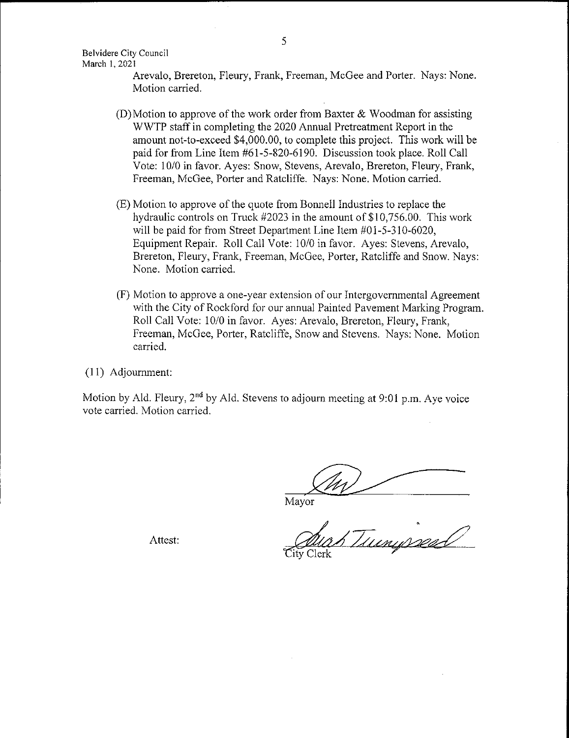Arevalo, Brereton, Fleury, Frank, Freeman, McGee and Porter. Nays: None. Motion carried.

(D) Motion to approve of the work order from Baxter & Woodman for assisting WWTP staff in completing the 2020 Annual Pretreatment Report in the amount not-to-exceed $4,000.00, to complete this project. This work will be paid for from Line Item #61-5-820-6190. Discussion took place. Roll Call Vote: 10/0 in favor. Ayes: Snow, Stevens, Arevalo, Brereton, Fleury, Frank, Freeman, McGee, Porter and Ratcliffe. Nays: None. Motion carried.

(E) Motion to approve of the quote from Bonnell Industries to replace the hydraulic controls on Truck #2023 in the amount of $10,756.00. This work will be paid for from Street Department Line Item #01-5-310-6020, Equipment Repair. Roll Call Vote: 10/0 in favor. Ayes: Stevens, Arevalo, Brereton, Fleury, Frank, Freeman, McGee, Porter, Ratcliffe and Snow. Nays: None. Motion carried.

(F) Motion to approve a one-year extension of our Intergovernmental Agreement with the City of Rockford for our annual Painted Pavement Marking Program. Roll Call Vote: 10/0 in favor. Ayes: Arevalo, Brereton, Fleury, Frank, Freeman, McGee, Porter, Ratcliffe, Snow and Stevens. Nays: None. Motion carried.

(11) Adjournment:

Motion by Ald. Fleury, 2nd by Ald. Stevens to adjourn meeting at 9:01 p.m. Aye voice vote carried. Motion carried.

Mayor

Attest:

City Clerk